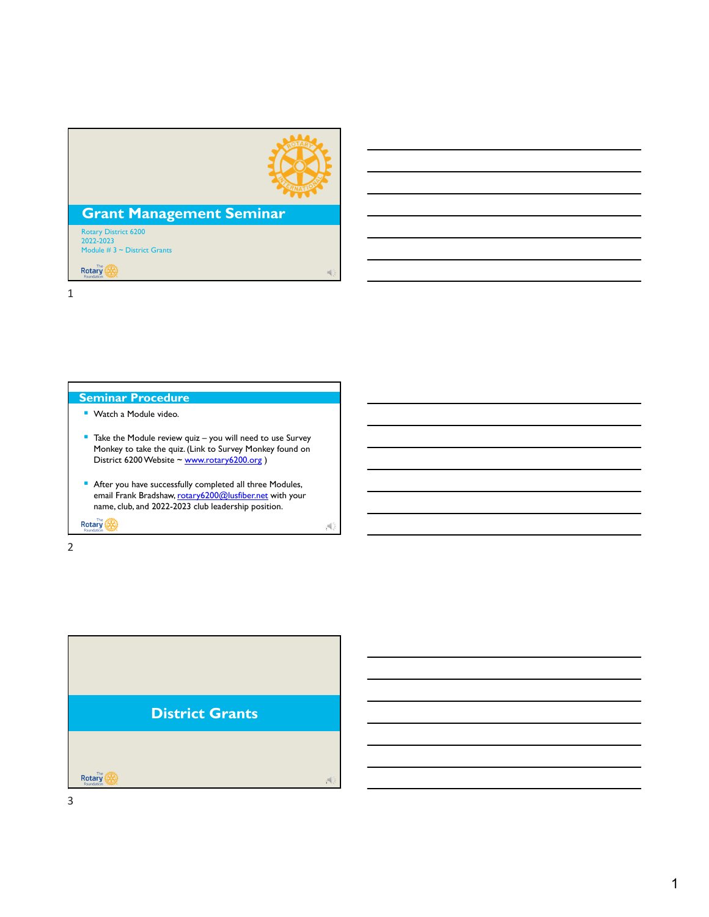# Grant Management Seminar

Rotary District 6200
2022-2023
Module # 3 ~ District Grants

## Seminar Procedure

- Watch a Module video.
- Take the Module review quiz – you will need to use Survey Monkey to take the quiz. (Link to Survey Monkey found on District 6200 Website ~ www.rotary6200.org )
- After you have successfully completed all three Modules, email Frank Bradshaw, rotary6200@lusfiber.net with your name, club, and 2022-2023 club leadership position.

## District Grants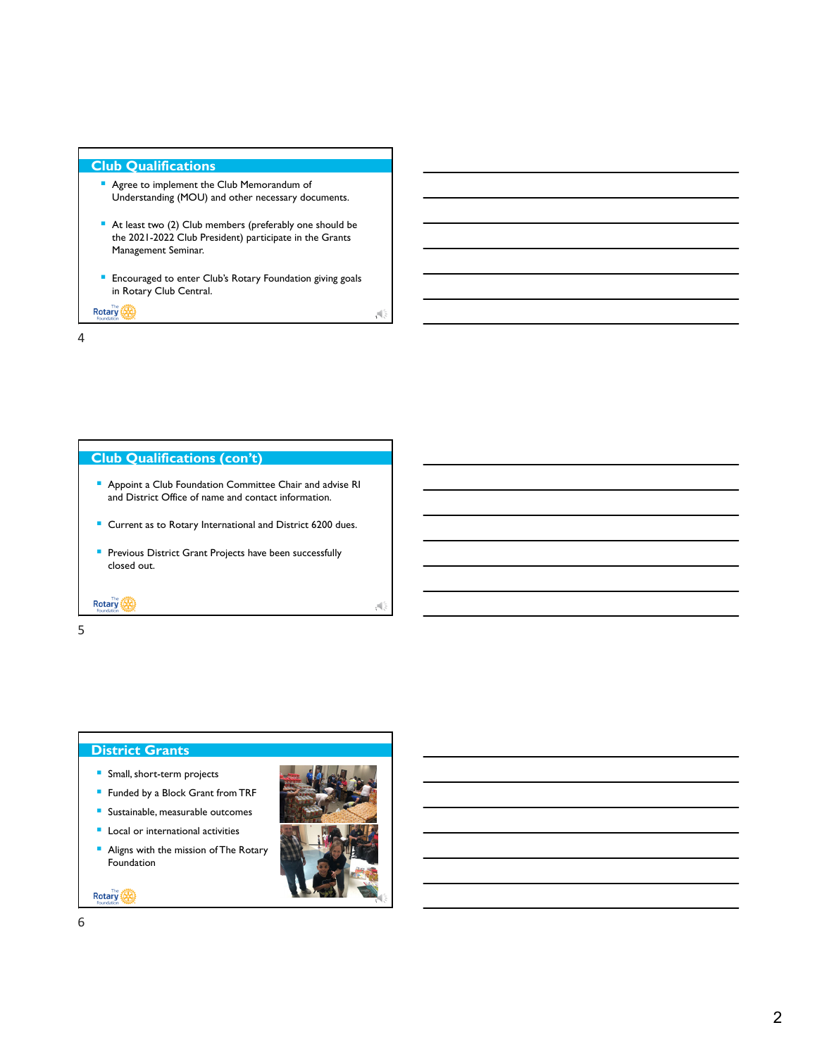## Club Qualifications

- Agree to implement the Club Memorandum of Understanding (MOU) and other necessary documents.
- At least two (2) Club members (preferably one should be the 2021-2022 Club President) participate in the Grants Management Seminar.
- Encouraged to enter Club's Rotary Foundation giving goals in Rotary Club Central.

4

## Club Qualifications (con't)

- Appoint a Club Foundation Committee Chair and advise RI and District Office of name and contact information.
- Current as to Rotary International and District 6200 dues.
- Previous District Grant Projects have been successfully closed out.

5

## District Grants

- Small, short-term projects
- Funded by a Block Grant from TRF
- Sustainable, measurable outcomes
- Local or international activities
- Aligns with the mission of The Rotary Foundation

6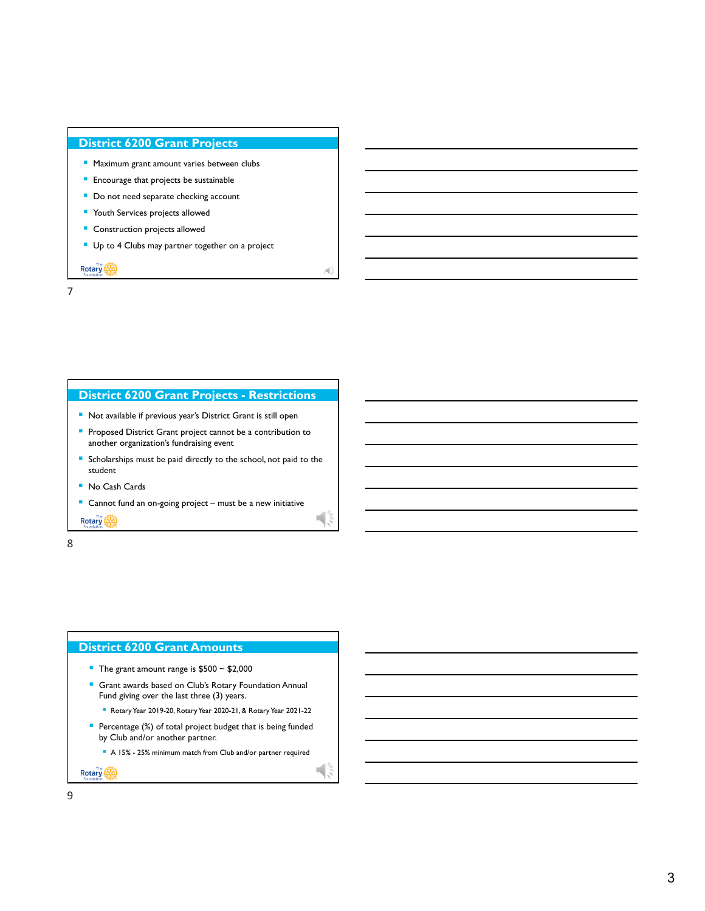## District 6200 Grant Projects

- Maximum grant amount varies between clubs
- Encourage that projects be sustainable
- Do not need separate checking account
- Youth Services projects allowed
- Construction projects allowed
- Up to 4 Clubs may partner together on a project

## District 6200 Grant Projects - Restrictions

- Not available if previous year's District Grant is still open
- Proposed District Grant project cannot be a contribution to another organization's fundraising event
- Scholarships must be paid directly to the school, not paid to the student
- No Cash Cards
- Cannot fund an on-going project – must be a new initiative

## District 6200 Grant Amounts

- The grant amount range is $500 ~ $2,000
- Grant awards based on Club's Rotary Foundation Annual Fund giving over the last three (3) years.
  - Rotary Year 2019-20, Rotary Year 2020-21, & Rotary Year 2021-22
- Percentage (%) of total project budget that is being funded by Club and/or another partner.
  - A 15% - 25% minimum match from Club and/or partner required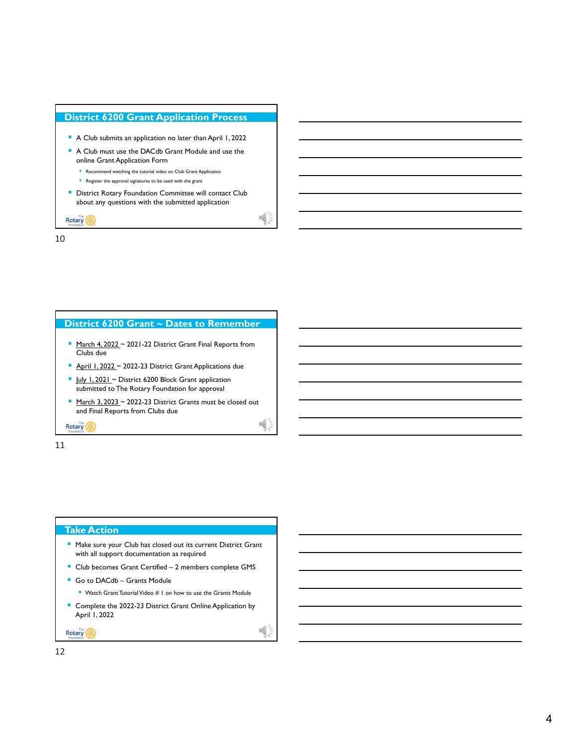## District 6200 Grant Application Process

- A Club submits an application no later than April 1, 2022
- A Club must use the DACdb Grant Module and use the online Grant Application Form
  - Recommend watching the tutorial video on Club Grant Application
  - Register the approval signatures to be used with the grant
- District Rotary Foundation Committee will contact Club about any questions with the submitted application

## District 6200 Grant ~ Dates to Remember

- March 4, 2022 ~ 2021-22 District Grant Final Reports from Clubs due
- April 1, 2022 ~ 2022-23 District Grant Applications due
- July 1, 2021 ~ District 6200 Block Grant application submitted to The Rotary Foundation for approval
- March 3, 2023 ~ 2022-23 District Grants must be closed out and Final Reports from Clubs due

## Take Action

- Make sure your Club has closed out its current District Grant with all support documentation as required
- Club becomes Grant Certified – 2 members complete GMS
- Go to DACdb – Grants Module
  - Watch Grant Tutorial Video # 1 on how to use the Grants Module
- Complete the 2022-23 District Grant Online Application by April 1, 2022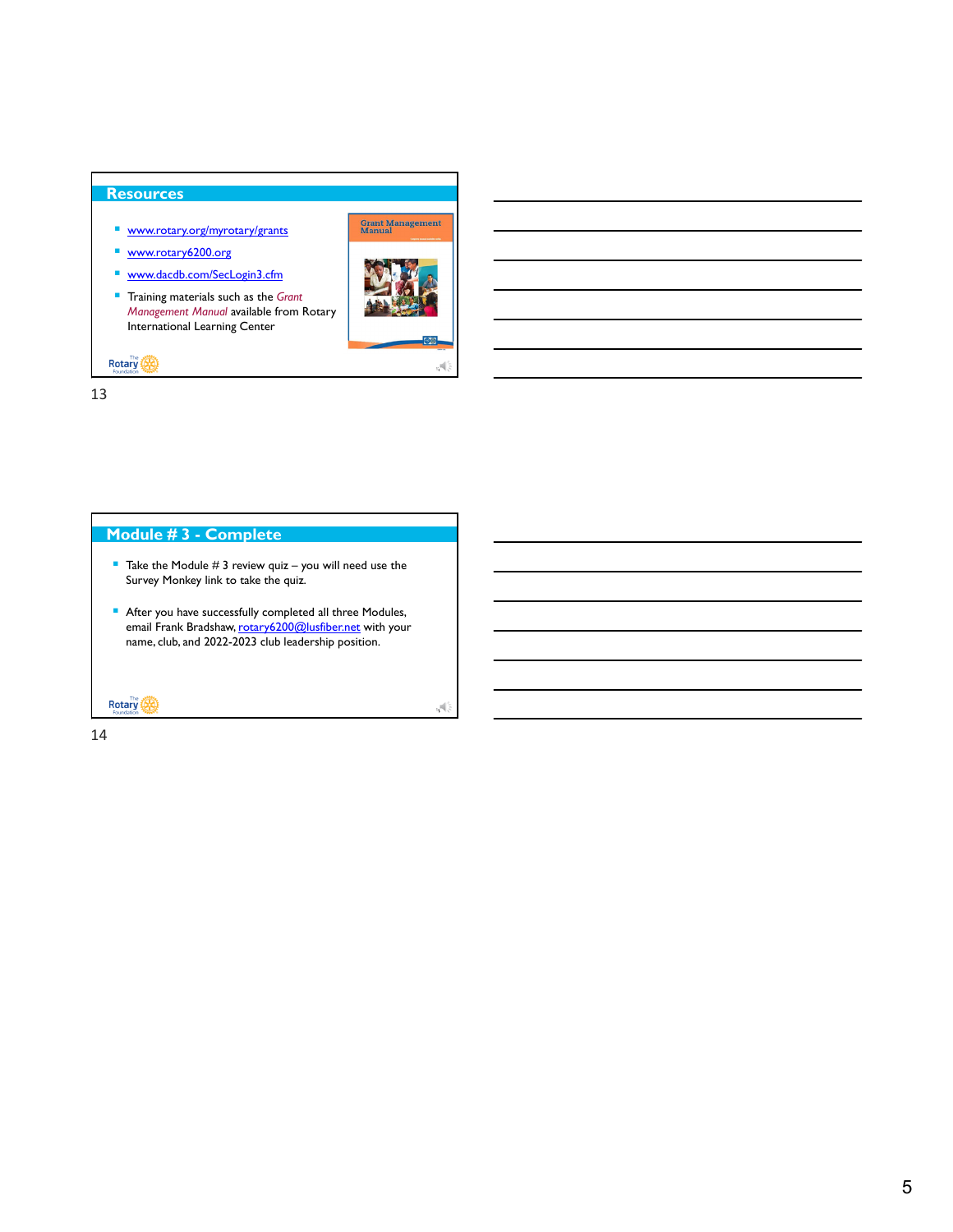## Resources

- www.rotary.org/myrotary/grants
- www.rotary6200.org
- www.dacdb.com/SecLogin3.cfm
- Training materials such as the *Grant Management Manual* available from Rotary International Learning Center

Grant Management Manual

13

## Module # 3 - Complete

- Take the Module # 3 review quiz – you will need use the Survey Monkey link to take the quiz.
- After you have successfully completed all three Modules, email Frank Bradshaw, rotary6200@lusfiber.net with your name, club, and 2022-2023 club leadership position.

14